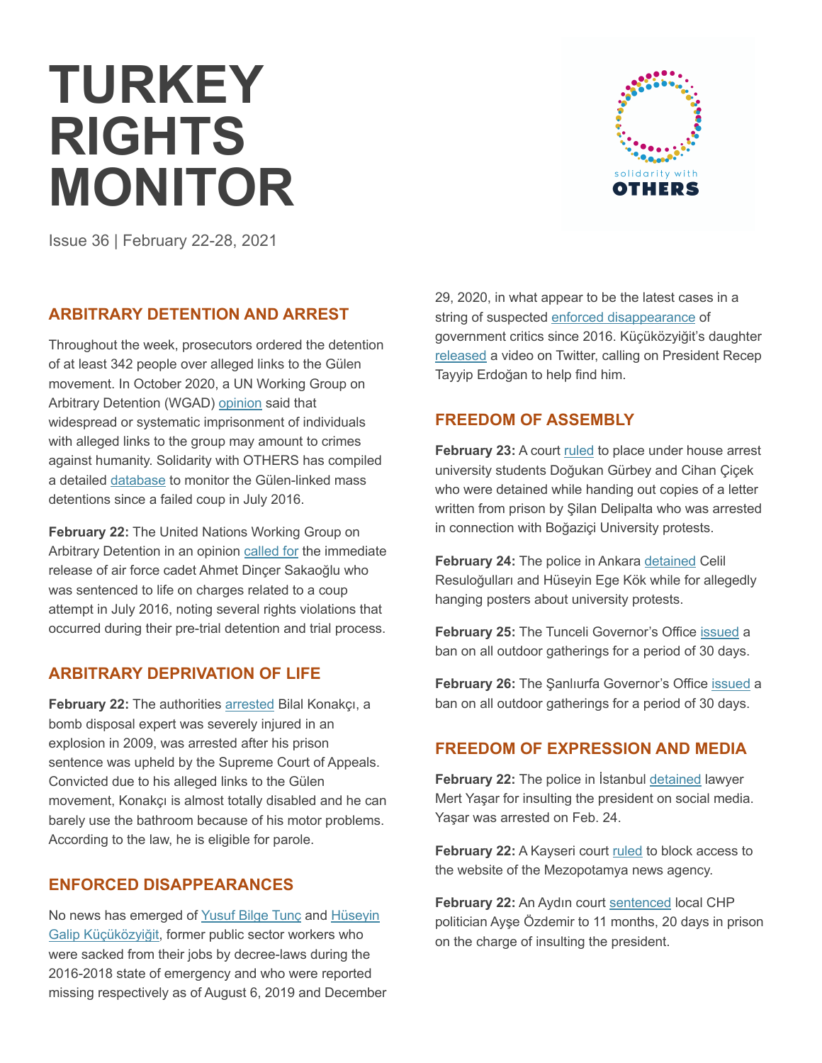# TURKEY RIGHTS MONITOR

solidarity with OTHERS

Issue 36 | February 22-28, 2021

## ARBITRARY DETENTION AND ARREST

Throughout the week, prosecutors ordered the detention of at least 342 people over alleged links to the Gülen movement. In October 2020, a UN Working Group on Arbitrary Detention (WGAD) opinion said that widespread or systematic imprisonment of individuals with alleged links to the group may amount to crimes against humanity. Solidarity with OTHERS has compiled a detailed database to monitor the Gülen-linked mass detentions since a failed coup in July 2016.

**February 22:** The United Nations Working Group on Arbitrary Detention in an opinion called for the immediate release of air force cadet Ahmet Dinçer Sakaoğlu who was sentenced to life on charges related to a coup attempt in July 2016, noting several rights violations that occurred during their pre-trial detention and trial process.

## ARBITRARY DEPRIVATION OF LIFE

**February 22:** The authorities arrested Bilal Konakçı, a bomb disposal expert was severely injured in an explosion in 2009, was arrested after his prison sentence was upheld by the Supreme Court of Appeals. Convicted due to his alleged links to the Gülen movement, Konakçı is almost totally disabled and he can barely use the bathroom because of his motor problems. According to the law, he is eligible for parole.

## ENFORCED DISAPPEARANCES

No news has emerged of Yusuf Bilge Tunç and Hüseyin Galip Küçüközyiğit, former public sector workers who were sacked from their jobs by decree-laws during the 2016-2018 state of emergency and who were reported missing respectively as of August 6, 2019 and December 29, 2020, in what appear to be the latest cases in a string of suspected enforced disappearance of government critics since 2016. Küçüközyiğit's daughter released a video on Twitter, calling on President Recep Tayyip Erdoğan to help find him.

## FREEDOM OF ASSEMBLY

**February 23:** A court ruled to place under house arrest university students Doğukan Gürbey and Cihan Çiçek who were detained while handing out copies of a letter written from prison by Şilan Delipalta who was arrested in connection with Boğaziçi University protests.

**February 24:** The police in Ankara detained Celil Resuloğulları and Hüseyin Ege Kök while for allegedly hanging posters about university protests.

**February 25:** The Tunceli Governor's Office issued a ban on all outdoor gatherings for a period of 30 days.

**February 26:** The Şanlıurfa Governor's Office issued a ban on all outdoor gatherings for a period of 30 days.

## FREEDOM OF EXPRESSION AND MEDIA

**February 22:** The police in İstanbul detained lawyer Mert Yaşar for insulting the president on social media. Yaşar was arrested on Feb. 24.

**February 22:** A Kayseri court ruled to block access to the website of the Mezopotamya news agency.

**February 22:** An Aydın court sentenced local CHP politician Ayşe Özdemir to 11 months, 20 days in prison on the charge of insulting the president.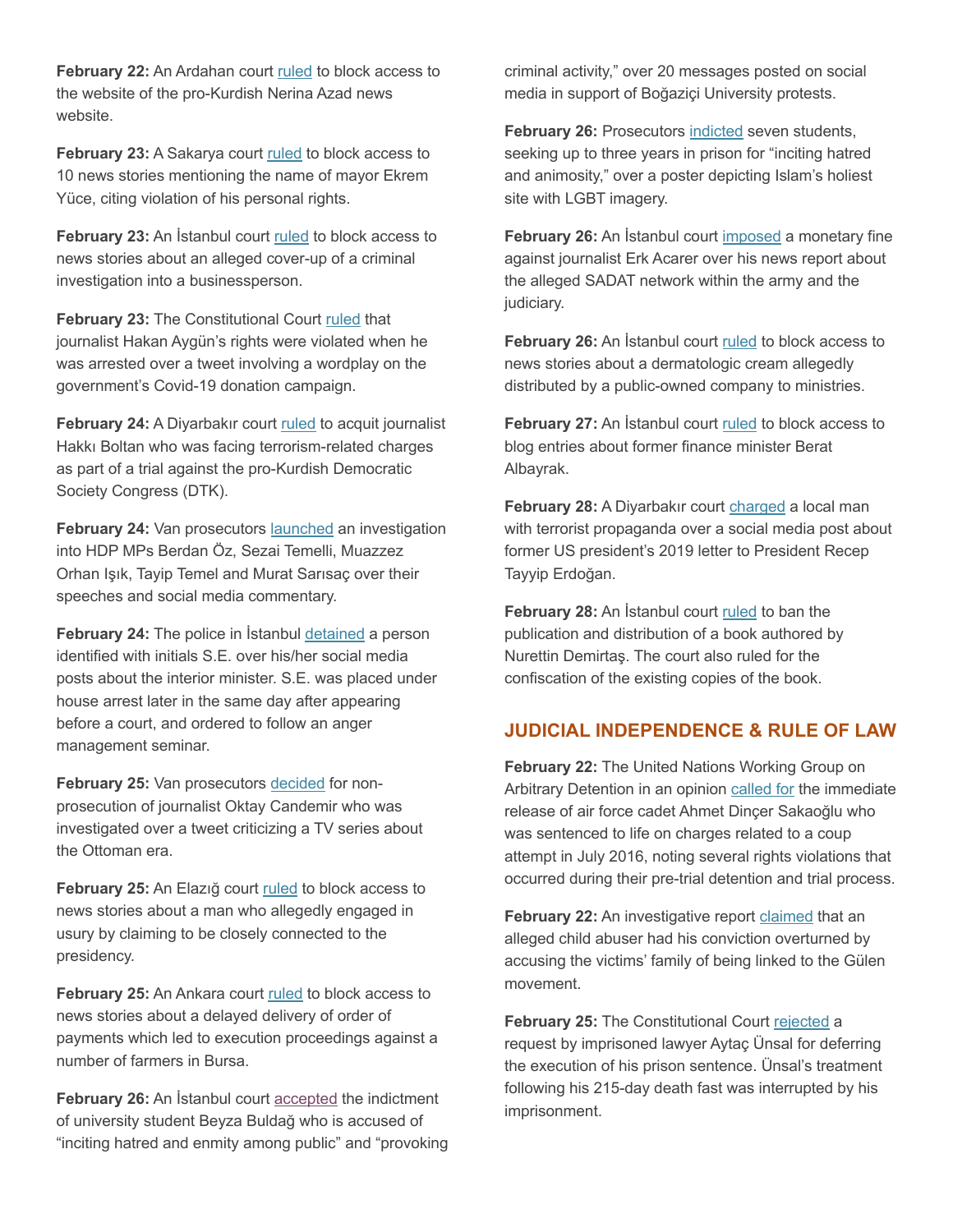**February 22:** An Ardahan court ruled to block access to the website of the pro-Kurdish Nerina Azad news website.

**February 23:** A Sakarya court ruled to block access to 10 news stories mentioning the name of mayor Ekrem Yüce, citing violation of his personal rights.

**February 23:** An İstanbul court ruled to block access to news stories about an alleged cover-up of a criminal investigation into a businessperson.

**February 23:** The Constitutional Court ruled that journalist Hakan Aygün's rights were violated when he was arrested over a tweet involving a wordplay on the government's Covid-19 donation campaign.

**February 24:** A Diyarbakır court ruled to acquit journalist Hakkı Boltan who was facing terrorism-related charges as part of a trial against the pro-Kurdish Democratic Society Congress (DTK).

**February 24:** Van prosecutors launched an investigation into HDP MPs Berdan Öz, Sezai Temelli, Muazzez Orhan Işık, Tayip Temel and Murat Sarısaç over their speeches and social media commentary.

**February 24:** The police in İstanbul detained a person identified with initials S.E. over his/her social media posts about the interior minister. S.E. was placed under house arrest later in the same day after appearing before a court, and ordered to follow an anger management seminar.

**February 25:** Van prosecutors decided for non-prosecution of journalist Oktay Candemir who was investigated over a tweet criticizing a TV series about the Ottoman era.

**February 25:** An Elazığ court ruled to block access to news stories about a man who allegedly engaged in usury by claiming to be closely connected to the presidency.

**February 25:** An Ankara court ruled to block access to news stories about a delayed delivery of order of payments which led to execution proceedings against a number of farmers in Bursa.

**February 26:** An İstanbul court accepted the indictment of university student Beyza Buldağ who is accused of "inciting hatred and enmity among public" and "provoking criminal activity," over 20 messages posted on social media in support of Boğaziçi University protests.

**February 26:** Prosecutors indicted seven students, seeking up to three years in prison for "inciting hatred and animosity," over a poster depicting Islam's holiest site with LGBT imagery.

**February 26:** An İstanbul court imposed a monetary fine against journalist Erk Acarer over his news report about the alleged SADAT network within the army and the judiciary.

**February 26:** An İstanbul court ruled to block access to news stories about a dermatologic cream allegedly distributed by a public-owned company to ministries.

**February 27:** An İstanbul court ruled to block access to blog entries about former finance minister Berat Albayrak.

**February 28:** A Diyarbakır court charged a local man with terrorist propaganda over a social media post about former US president's 2019 letter to President Recep Tayyip Erdoğan.

**February 28:** An İstanbul court ruled to ban the publication and distribution of a book authored by Nurettin Demirtaş. The court also ruled for the confiscation of the existing copies of the book.

## JUDICIAL INDEPENDENCE & RULE OF LAW

**February 22:** The United Nations Working Group on Arbitrary Detention in an opinion called for the immediate release of air force cadet Ahmet Dinçer Sakaoğlu who was sentenced to life on charges related to a coup attempt in July 2016, noting several rights violations that occurred during their pre-trial detention and trial process.

**February 22:** An investigative report claimed that an alleged child abuser had his conviction overturned by accusing the victims' family of being linked to the Gülen movement.

**February 25:** The Constitutional Court rejected a request by imprisoned lawyer Aytaç Ünsal for deferring the execution of his prison sentence. Ünsal's treatment following his 215-day death fast was interrupted by his imprisonment.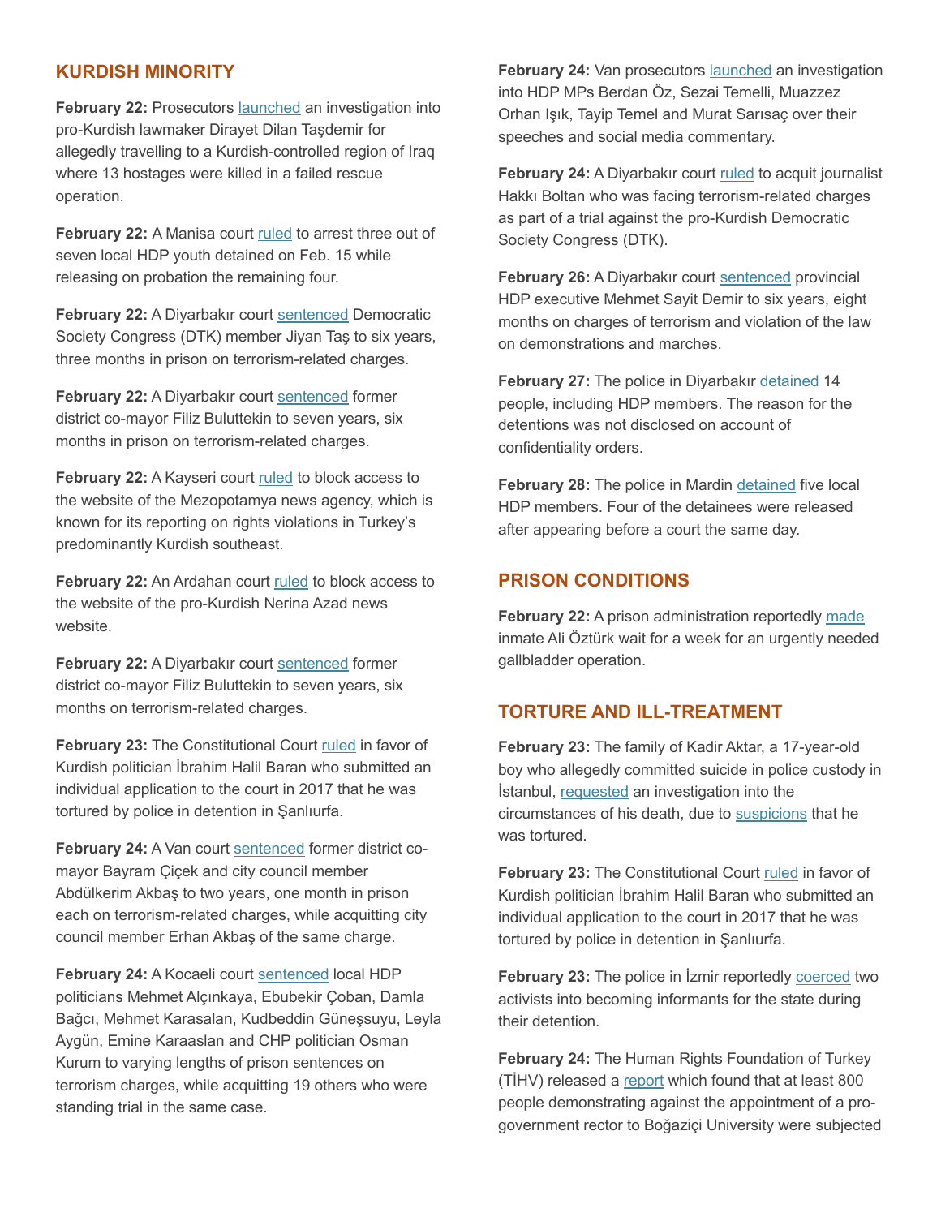## KURDISH MINORITY

**February 22:** Prosecutors launched an investigation into pro-Kurdish lawmaker Dirayet Dilan Taşdemir for allegedly travelling to a Kurdish-controlled region of Iraq where 13 hostages were killed in a failed rescue operation.

**February 22:** A Manisa court ruled to arrest three out of seven local HDP youth detained on Feb. 15 while releasing on probation the remaining four.

**February 22:** A Diyarbakır court sentenced Democratic Society Congress (DTK) member Jiyan Taş to six years, three months in prison on terrorism-related charges.

**February 22:** A Diyarbakır court sentenced former district co-mayor Filiz Buluttekin to seven years, six months in prison on terrorism-related charges.

**February 22:** A Kayseri court ruled to block access to the website of the Mezopotamya news agency, which is known for its reporting on rights violations in Turkey's predominantly Kurdish southeast.

**February 22:** An Ardahan court ruled to block access to the website of the pro-Kurdish Nerina Azad news website.

**February 22:** A Diyarbakır court sentenced former district co-mayor Filiz Buluttekin to seven years, six months on terrorism-related charges.

**February 23:** The Constitutional Court ruled in favor of Kurdish politician İbrahim Halil Baran who submitted an individual application to the court in 2017 that he was tortured by police in detention in Şanlıurfa.

**February 24:** A Van court sentenced former district co-mayor Bayram Çiçek and city council member Abdülkerim Akbaş to two years, one month in prison each on terrorism-related charges, while acquitting city council member Erhan Akbaş of the same charge.

**February 24:** A Kocaeli court sentenced local HDP politicians Mehmet Alçınkaya, Ebubekir Çoban, Damla Bağcı, Mehmet Karasalan, Kudbeddin Güneşsuyu, Leyla Aygün, Emine Karaaslan and CHP politician Osman Kurum to varying lengths of prison sentences on terrorism charges, while acquitting 19 others who were standing trial in the same case.

**February 24:** Van prosecutors launched an investigation into HDP MPs Berdan Öz, Sezai Temelli, Muazzez Orhan Işık, Tayip Temel and Murat Sarısaç over their speeches and social media commentary.

**February 24:** A Diyarbakır court ruled to acquit journalist Hakkı Boltan who was facing terrorism-related charges as part of a trial against the pro-Kurdish Democratic Society Congress (DTK).

**February 26:** A Diyarbakır court sentenced provincial HDP executive Mehmet Sayit Demir to six years, eight months on charges of terrorism and violation of the law on demonstrations and marches.

**February 27:** The police in Diyarbakır detained 14 people, including HDP members. The reason for the detentions was not disclosed on account of confidentiality orders.

**February 28:** The police in Mardin detained five local HDP members. Four of the detainees were released after appearing before a court the same day.

## PRISON CONDITIONS

**February 22:** A prison administration reportedly made inmate Ali Öztürk wait for a week for an urgently needed gallbladder operation.

## TORTURE AND ILL-TREATMENT

**February 23:** The family of Kadir Aktar, a 17-year-old boy who allegedly committed suicide in police custody in İstanbul, requested an investigation into the circumstances of his death, due to suspicions that he was tortured.

**February 23:** The Constitutional Court ruled in favor of Kurdish politician İbrahim Halil Baran who submitted an individual application to the court in 2017 that he was tortured by police in detention in Şanlıurfa.

**February 23:** The police in İzmir reportedly coerced two activists into becoming informants for the state during their detention.

**February 24:** The Human Rights Foundation of Turkey (TİHV) released a report which found that at least 800 people demonstrating against the appointment of a pro-government rector to Boğaziçi University were subjected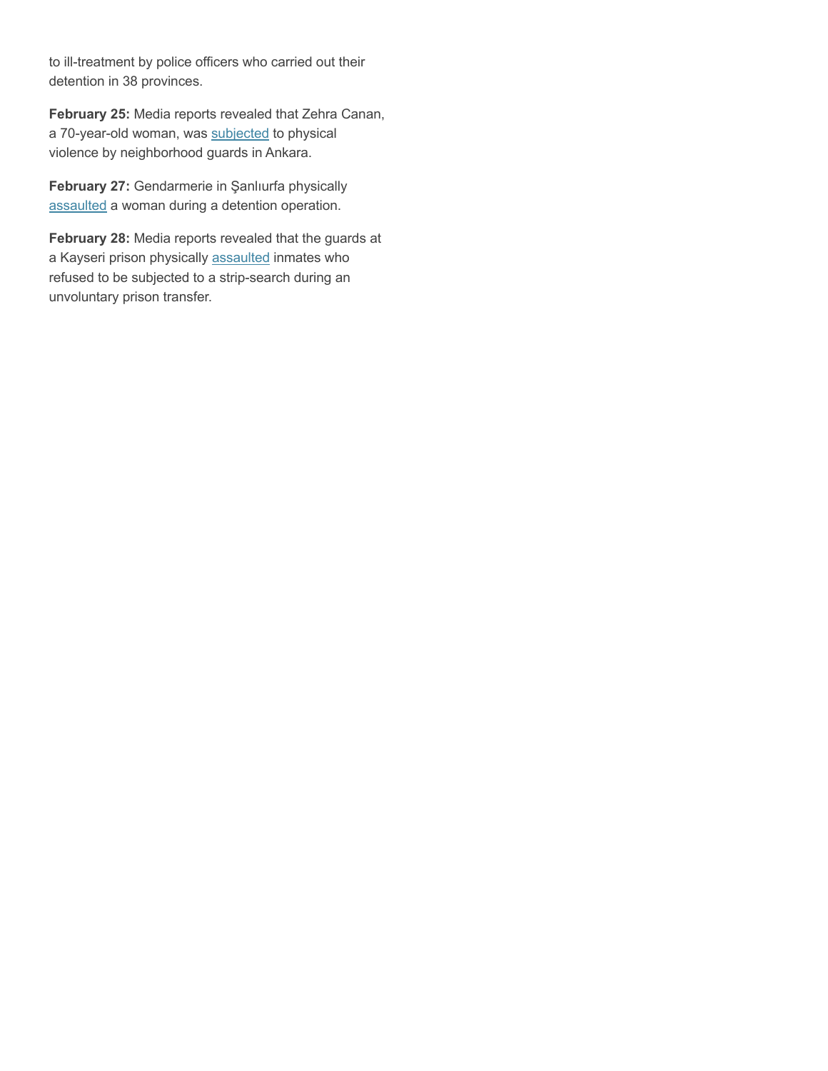to ill-treatment by police officers who carried out their detention in 38 provinces.

**February 25:** Media reports revealed that Zehra Canan, a 70-year-old woman, was subjected to physical violence by neighborhood guards in Ankara.

**February 27:** Gendarmerie in Şanlıurfa physically assaulted a woman during a detention operation.

**February 28:** Media reports revealed that the guards at a Kayseri prison physically assaulted inmates who refused to be subjected to a strip-search during an unvoluntary prison transfer.